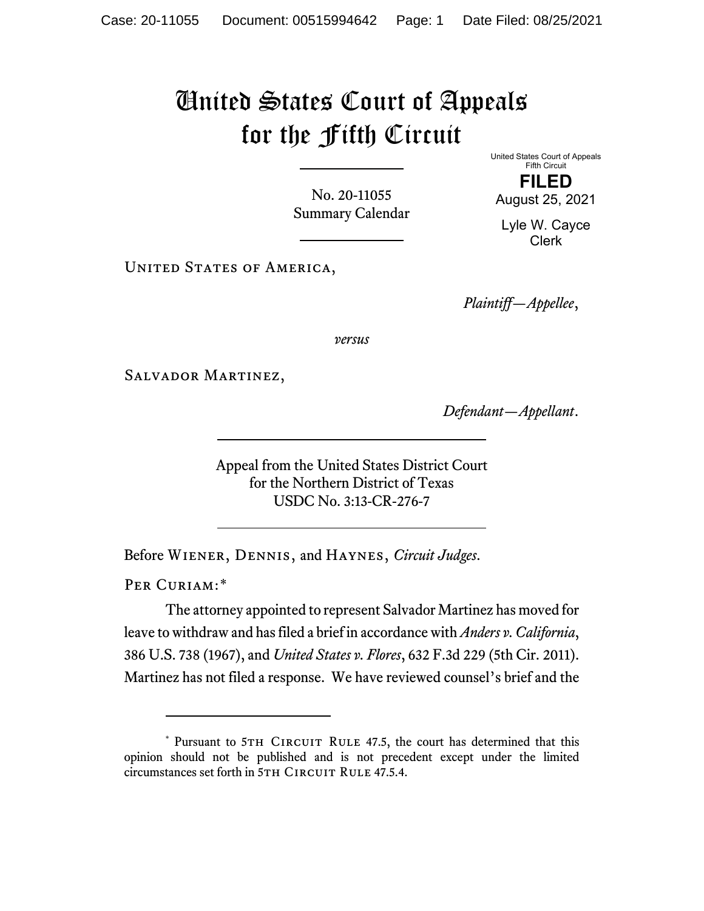# United States Court of Appeals for the Fifth Circuit

United States Court of Appeals
Fifth Circuit

**FILED**

August 25, 2021

Lyle W. Cayce
Clerk

No. 20-11055
Summary Calendar

United States of America,

*Plaintiff—Appellee*,

*versus*

Salvador Martinez,

*Defendant—Appellant*.

Appeal from the United States District Court
for the Northern District of Texas
USDC No. 3:13-CR-276-7

Before Wiener, Dennis, and Haynes, *Circuit Judges*.

Per Curiam:*

The attorney appointed to represent Salvador Martinez has moved for leave to withdraw and has filed a brief in accordance with *Anders v. California*, 386 U.S. 738 (1967), and *United States v. Flores*, 632 F.3d 229 (5th Cir. 2011). Martinez has not filed a response. We have reviewed counsel's brief and the

---

\* Pursuant to 5th Circuit Rule 47.5, the court has determined that this opinion should not be published and is not precedent except under the limited circumstances set forth in 5th Circuit Rule 47.5.4.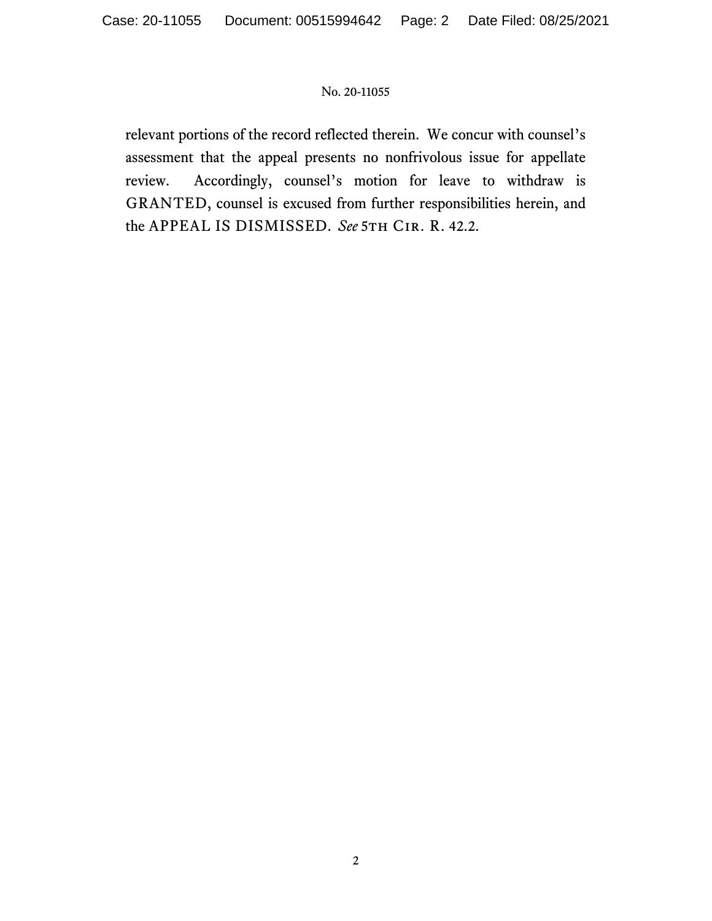relevant portions of the record reflected therein. We concur with counsel's assessment that the appeal presents no nonfrivolous issue for appellate review. Accordingly, counsel's motion for leave to withdraw is GRANTED, counsel is excused from further responsibilities herein, and the APPEAL IS DISMISSED. *See* 5TH CIR. R. 42.2.